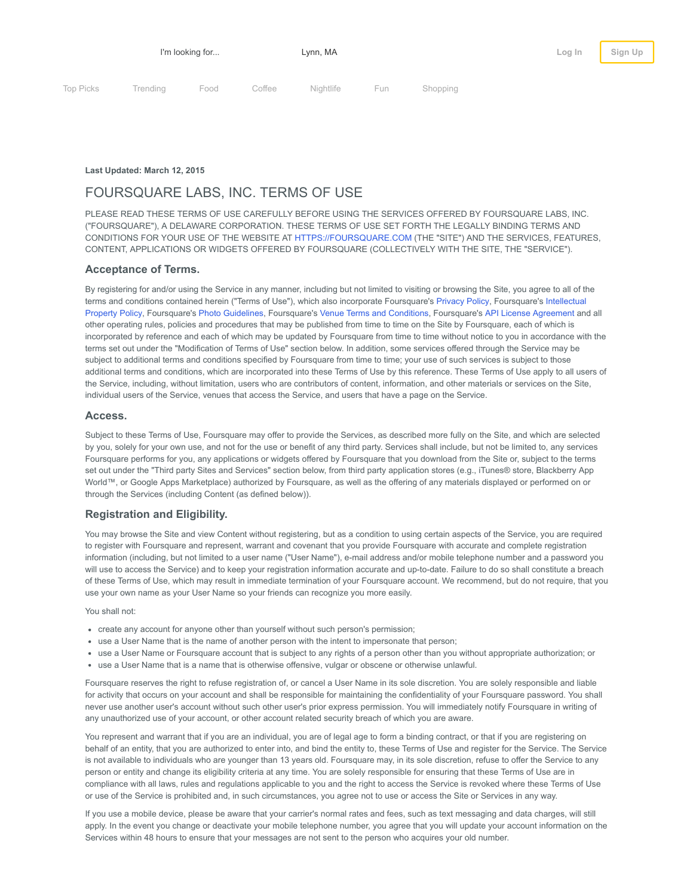I'm looking for... Lynn, MA Log In Sign Up

Top Picks Trending Food Coffee Nightlife Fun Shopping

**Last Updated: March 12, 2015**

# FOURSQUARE LABS, INC. TERMS OF USE

PLEASE READ THESE TERMS OF USE CAREFULLY BEFORE USING THE SERVICES OFFERED BY FOURSQUARE LABS, INC. ("FOURSQUARE"), A DELAWARE CORPORATION. THESE TERMS OF USE SET FORTH THE LEGALLY BINDING TERMS AND CONDITIONS FOR YOUR USE OF THE WEBSITE AT HTTPS://FOURSQUARE.COM (THE "SITE") AND THE SERVICES, FEATURES, CONTENT, APPLICATIONS OR WIDGETS OFFERED BY FOURSQUARE (COLLECTIVELY WITH THE SITE, THE "SERVICE").

## Acceptance of Terms.

By registering for and/or using the Service in any manner, including but not limited to visiting or browsing the Site, you agree to all of the terms and conditions contained herein ("Terms of Use"), which also incorporate Foursquare's Privacy Policy, Foursquare's Intellectual Property Policy, Foursquare's Photo Guidelines, Foursquare's Venue Terms and Conditions, Foursquare's API License Agreement and all other operating rules, policies and procedures that may be published from time to time on the Site by Foursquare, each of which is incorporated by reference and each of which may be updated by Foursquare from time to time without notice to you in accordance with the terms set out under the "Modification of Terms of Use" section below. In addition, some services offered through the Service may be subject to additional terms and conditions specified by Foursquare from time to time; your use of such services is subject to those additional terms and conditions, which are incorporated into these Terms of Use by this reference. These Terms of Use apply to all users of the Service, including, without limitation, users who are contributors of content, information, and other materials or services on the Site, individual users of the Service, venues that access the Service, and users that have a page on the Service.

## Access.

Subject to these Terms of Use, Foursquare may offer to provide the Services, as described more fully on the Site, and which are selected by you, solely for your own use, and not for the use or benefit of any third party. Services shall include, but not be limited to, any services Foursquare performs for you, any applications or widgets offered by Foursquare that you download from the Site or, subject to the terms set out under the "Third party Sites and Services" section below, from third party application stores (e.g., iTunes® store, Blackberry App World™, or Google Apps Marketplace) authorized by Foursquare, as well as the offering of any materials displayed or performed on or through the Services (including Content (as defined below)).

## Registration and Eligibility.

You may browse the Site and view Content without registering, but as a condition to using certain aspects of the Service, you are required to register with Foursquare and represent, warrant and covenant that you provide Foursquare with accurate and complete registration information (including, but not limited to a user name ("User Name"), e-mail address and/or mobile telephone number and a password you will use to access the Service) and to keep your registration information accurate and up-to-date. Failure to do so shall constitute a breach of these Terms of Use, which may result in immediate termination of your Foursquare account. We recommend, but do not require, that you use your own name as your User Name so your friends can recognize you more easily.

You shall not:

- create any account for anyone other than yourself without such person's permission;
- use a User Name that is the name of another person with the intent to impersonate that person;
- use a User Name or Foursquare account that is subject to any rights of a person other than you without appropriate authorization; or
- use a User Name that is a name that is otherwise offensive, vulgar or obscene or otherwise unlawful.

Foursquare reserves the right to refuse registration of, or cancel a User Name in its sole discretion. You are solely responsible and liable for activity that occurs on your account and shall be responsible for maintaining the confidentiality of your Foursquare password. You shall never use another user's account without such other user's prior express permission. You will immediately notify Foursquare in writing of any unauthorized use of your account, or other account related security breach of which you are aware.

You represent and warrant that if you are an individual, you are of legal age to form a binding contract, or that if you are registering on behalf of an entity, that you are authorized to enter into, and bind the entity to, these Terms of Use and register for the Service. The Service is not available to individuals who are younger than 13 years old. Foursquare may, in its sole discretion, refuse to offer the Service to any person or entity and change its eligibility criteria at any time. You are solely responsible for ensuring that these Terms of Use are in compliance with all laws, rules and regulations applicable to you and the right to access the Service is revoked where these Terms of Use or use of the Service is prohibited and, in such circumstances, you agree not to use or access the Site or Services in any way.

If you use a mobile device, please be aware that your carrier's normal rates and fees, such as text messaging and data charges, will still apply. In the event you change or deactivate your mobile telephone number, you agree that you will update your account information on the Services within 48 hours to ensure that your messages are not sent to the person who acquires your old number.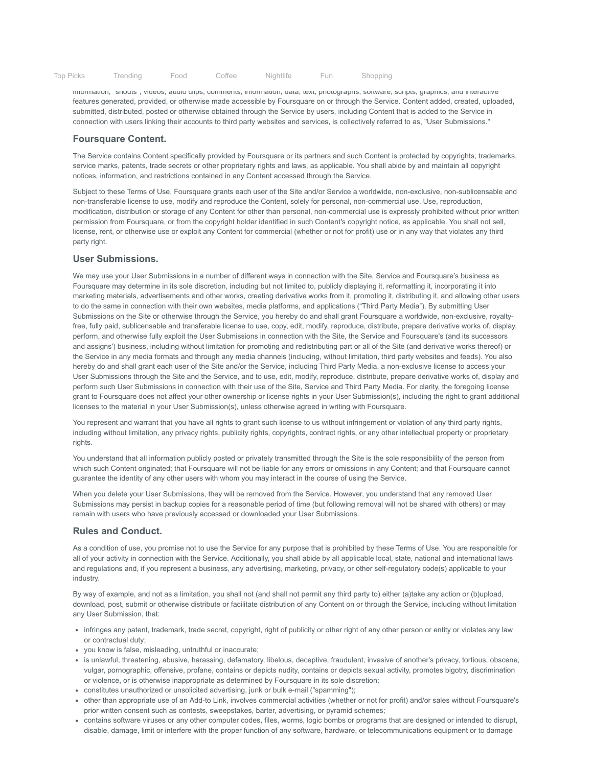information, "shouts", videos, audio clips, comments, information, data, text, photographs, software, scripts, graphics, and interactive features generated, provided, or otherwise made accessible by Foursquare on or through the Service. Content added, created, uploaded, submitted, distributed, posted or otherwise obtained through the Service by users, including Content that is added to the Service in connection with users linking their accounts to third party websites and services, is collectively referred to as, "User Submissions."

### Foursquare Content.

The Service contains Content specifically provided by Foursquare or its partners and such Content is protected by copyrights, trademarks, service marks, patents, trade secrets or other proprietary rights and laws, as applicable. You shall abide by and maintain all copyright notices, information, and restrictions contained in any Content accessed through the Service.

Subject to these Terms of Use, Foursquare grants each user of the Site and/or Service a worldwide, non-exclusive, non-sublicensable and non-transferable license to use, modify and reproduce the Content, solely for personal, non-commercial use. Use, reproduction, modification, distribution or storage of any Content for other than personal, non-commercial use is expressly prohibited without prior written permission from Foursquare, or from the copyright holder identified in such Content's copyright notice, as applicable. You shall not sell, license, rent, or otherwise use or exploit any Content for commercial (whether or not for profit) use or in any way that violates any third party right.

### User Submissions.

We may use your User Submissions in a number of different ways in connection with the Site, Service and Foursquare's business as Foursquare may determine in its sole discretion, including but not limited to, publicly displaying it, reformatting it, incorporating it into marketing materials, advertisements and other works, creating derivative works from it, promoting it, distributing it, and allowing other users to do the same in connection with their own websites, media platforms, and applications ("Third Party Media"). By submitting User Submissions on the Site or otherwise through the Service, you hereby do and shall grant Foursquare a worldwide, non-exclusive, royalty-free, fully paid, sublicensable and transferable license to use, copy, edit, modify, reproduce, distribute, prepare derivative works of, display, perform, and otherwise fully exploit the User Submissions in connection with the Site, the Service and Foursquare's (and its successors and assigns') business, including without limitation for promoting and redistributing part or all of the Site (and derivative works thereof) or the Service in any media formats and through any media channels (including, without limitation, third party websites and feeds). You also hereby do and shall grant each user of the Site and/or the Service, including Third Party Media, a non-exclusive license to access your User Submissions through the Site and the Service, and to use, edit, modify, reproduce, distribute, prepare derivative works of, display and perform such User Submissions in connection with their use of the Site, Service and Third Party Media. For clarity, the foregoing license grant to Foursquare does not affect your other ownership or license rights in your User Submission(s), including the right to grant additional licenses to the material in your User Submission(s), unless otherwise agreed in writing with Foursquare.

You represent and warrant that you have all rights to grant such license to us without infringement or violation of any third party rights, including without limitation, any privacy rights, publicity rights, copyrights, contract rights, or any other intellectual property or proprietary rights.

You understand that all information publicly posted or privately transmitted through the Site is the sole responsibility of the person from which such Content originated; that Foursquare will not be liable for any errors or omissions in any Content; and that Foursquare cannot guarantee the identity of any other users with whom you may interact in the course of using the Service.

When you delete your User Submissions, they will be removed from the Service. However, you understand that any removed User Submissions may persist in backup copies for a reasonable period of time (but following removal will not be shared with others) or may remain with users who have previously accessed or downloaded your User Submissions.

### Rules and Conduct.

As a condition of use, you promise not to use the Service for any purpose that is prohibited by these Terms of Use. You are responsible for all of your activity in connection with the Service. Additionally, you shall abide by all applicable local, state, national and international laws and regulations and, if you represent a business, any advertising, marketing, privacy, or other self-regulatory code(s) applicable to your industry.

By way of example, and not as a limitation, you shall not (and shall not permit any third party to) either (a)take any action or (b)upload, download, post, submit or otherwise distribute or facilitate distribution of any Content on or through the Service, including without limitation any User Submission, that:

- infringes any patent, trademark, trade secret, copyright, right of publicity or other right of any other person or entity or violates any law or contractual duty;
- you know is false, misleading, untruthful or inaccurate;
- is unlawful, threatening, abusive, harassing, defamatory, libelous, deceptive, fraudulent, invasive of another's privacy, tortious, obscene, vulgar, pornographic, offensive, profane, contains or depicts nudity, contains or depicts sexual activity, promotes bigotry, discrimination or violence, or is otherwise inappropriate as determined by Foursquare in its sole discretion;
- constitutes unauthorized or unsolicited advertising, junk or bulk e-mail ("spamming");
- other than appropriate use of an Add-to Link, involves commercial activities (whether or not for profit) and/or sales without Foursquare's prior written consent such as contests, sweepstakes, barter, advertising, or pyramid schemes;
- contains software viruses or any other computer codes, files, worms, logic bombs or programs that are designed or intended to disrupt, disable, damage, limit or interfere with the proper function of any software, hardware, or telecommunications equipment or to damage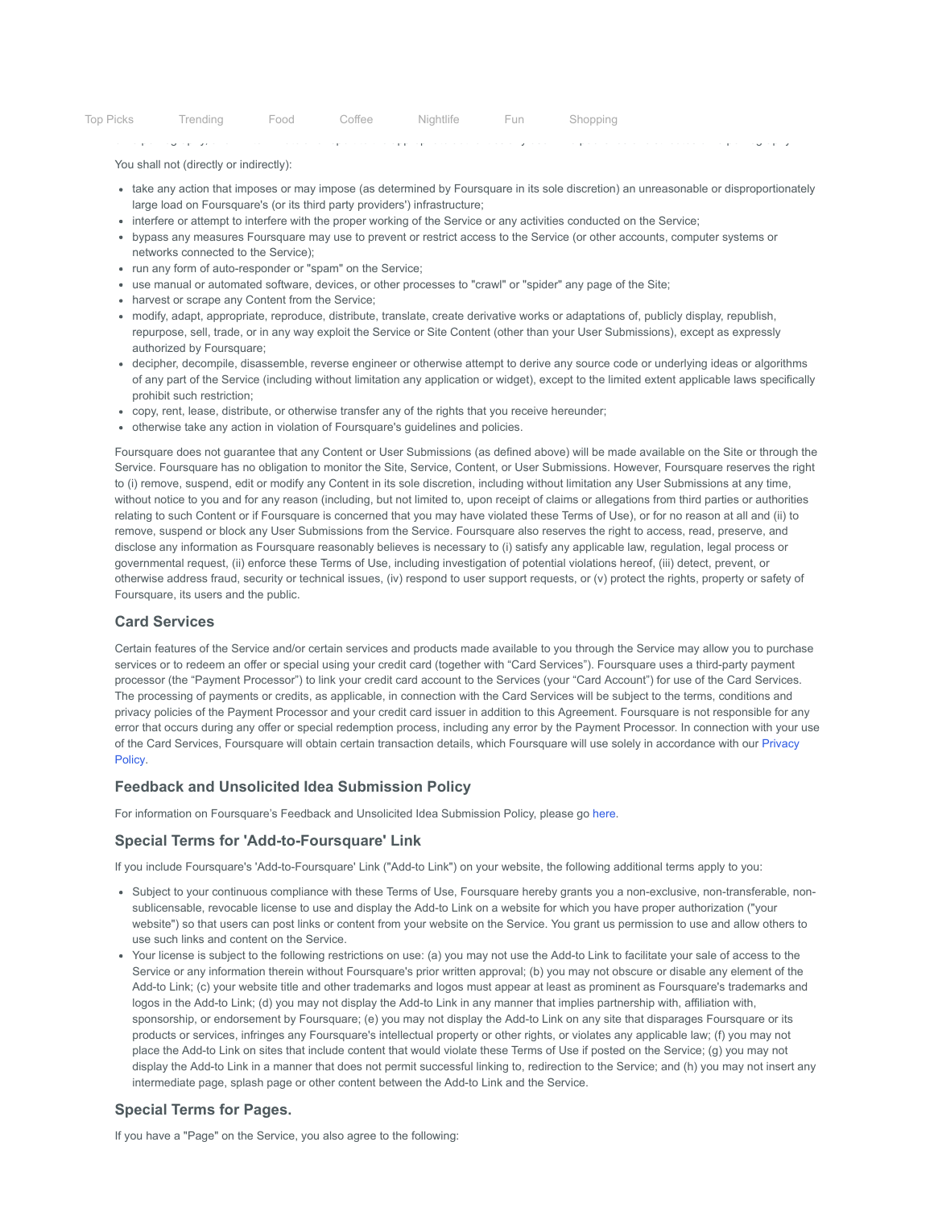You shall not (directly or indirectly):

- take any action that imposes or may impose (as determined by Foursquare in its sole discretion) an unreasonable or disproportionately large load on Foursquare's (or its third party providers') infrastructure;
- interfere or attempt to interfere with the proper working of the Service or any activities conducted on the Service;
- bypass any measures Foursquare may use to prevent or restrict access to the Service (or other accounts, computer systems or networks connected to the Service);
- run any form of auto-responder or "spam" on the Service;
- use manual or automated software, devices, or other processes to "crawl" or "spider" any page of the Site;
- harvest or scrape any Content from the Service;
- modify, adapt, appropriate, reproduce, distribute, translate, create derivative works or adaptations of, publicly display, republish, repurpose, sell, trade, or in any way exploit the Service or Site Content (other than your User Submissions), except as expressly authorized by Foursquare;
- decipher, decompile, disassemble, reverse engineer or otherwise attempt to derive any source code or underlying ideas or algorithms of any part of the Service (including without limitation any application or widget), except to the limited extent applicable laws specifically prohibit such restriction;
- copy, rent, lease, distribute, or otherwise transfer any of the rights that you receive hereunder;
- otherwise take any action in violation of Foursquare's guidelines and policies.

Foursquare does not guarantee that any Content or User Submissions (as defined above) will be made available on the Site or through the Service. Foursquare has no obligation to monitor the Site, Service, Content, or User Submissions. However, Foursquare reserves the right to (i) remove, suspend, edit or modify any Content in its sole discretion, including without limitation any User Submissions at any time, without notice to you and for any reason (including, but not limited to, upon receipt of claims or allegations from third parties or authorities relating to such Content or if Foursquare is concerned that you may have violated these Terms of Use), or for no reason at all and (ii) to remove, suspend or block any User Submissions from the Service. Foursquare also reserves the right to access, read, preserve, and disclose any information as Foursquare reasonably believes is necessary to (i) satisfy any applicable law, regulation, legal process or governmental request, (ii) enforce these Terms of Use, including investigation of potential violations hereof, (iii) detect, prevent, or otherwise address fraud, security or technical issues, (iv) respond to user support requests, or (v) protect the rights, property or safety of Foursquare, its users and the public.

## Card Services

Certain features of the Service and/or certain services and products made available to you through the Service may allow you to purchase services or to redeem an offer or special using your credit card (together with "Card Services"). Foursquare uses a third-party payment processor (the "Payment Processor") to link your credit card account to the Services (your "Card Account") for use of the Card Services. The processing of payments or credits, as applicable, in connection with the Card Services will be subject to the terms, conditions and privacy policies of the Payment Processor and your credit card issuer in addition to this Agreement. Foursquare is not responsible for any error that occurs during any offer or special redemption process, including any error by the Payment Processor. In connection with your use of the Card Services, Foursquare will obtain certain transaction details, which Foursquare will use solely in accordance with our Privacy Policy.

## Feedback and Unsolicited Idea Submission Policy

For information on Foursquare's Feedback and Unsolicited Idea Submission Policy, please go here.

## Special Terms for 'Add-to-Foursquare' Link

If you include Foursquare's 'Add-to-Foursquare' Link ("Add-to Link") on your website, the following additional terms apply to you:

- Subject to your continuous compliance with these Terms of Use, Foursquare hereby grants you a non-exclusive, non-transferable, non-sublicensable, revocable license to use and display the Add-to Link on a website for which you have proper authorization ("your website") so that users can post links or content from your website on the Service. You grant us permission to use and allow others to use such links and content on the Service.
- Your license is subject to the following restrictions on use: (a) you may not use the Add-to Link to facilitate your sale of access to the Service or any information therein without Foursquare's prior written approval; (b) you may not obscure or disable any element of the Add-to Link; (c) your website title and other trademarks and logos must appear at least as prominent as Foursquare's trademarks and logos in the Add-to Link; (d) you may not display the Add-to Link in any manner that implies partnership with, affiliation with, sponsorship, or endorsement by Foursquare; (e) you may not display the Add-to Link on any site that disparages Foursquare or its products or services, infringes any Foursquare's intellectual property or other rights, or violates any applicable law; (f) you may not place the Add-to Link on sites that include content that would violate these Terms of Use if posted on the Service; (g) you may not display the Add-to Link in a manner that does not permit successful linking to, redirection to the Service; and (h) you may not insert any intermediate page, splash page or other content between the Add-to Link and the Service.

## Special Terms for Pages.

If you have a "Page" on the Service, you also agree to the following: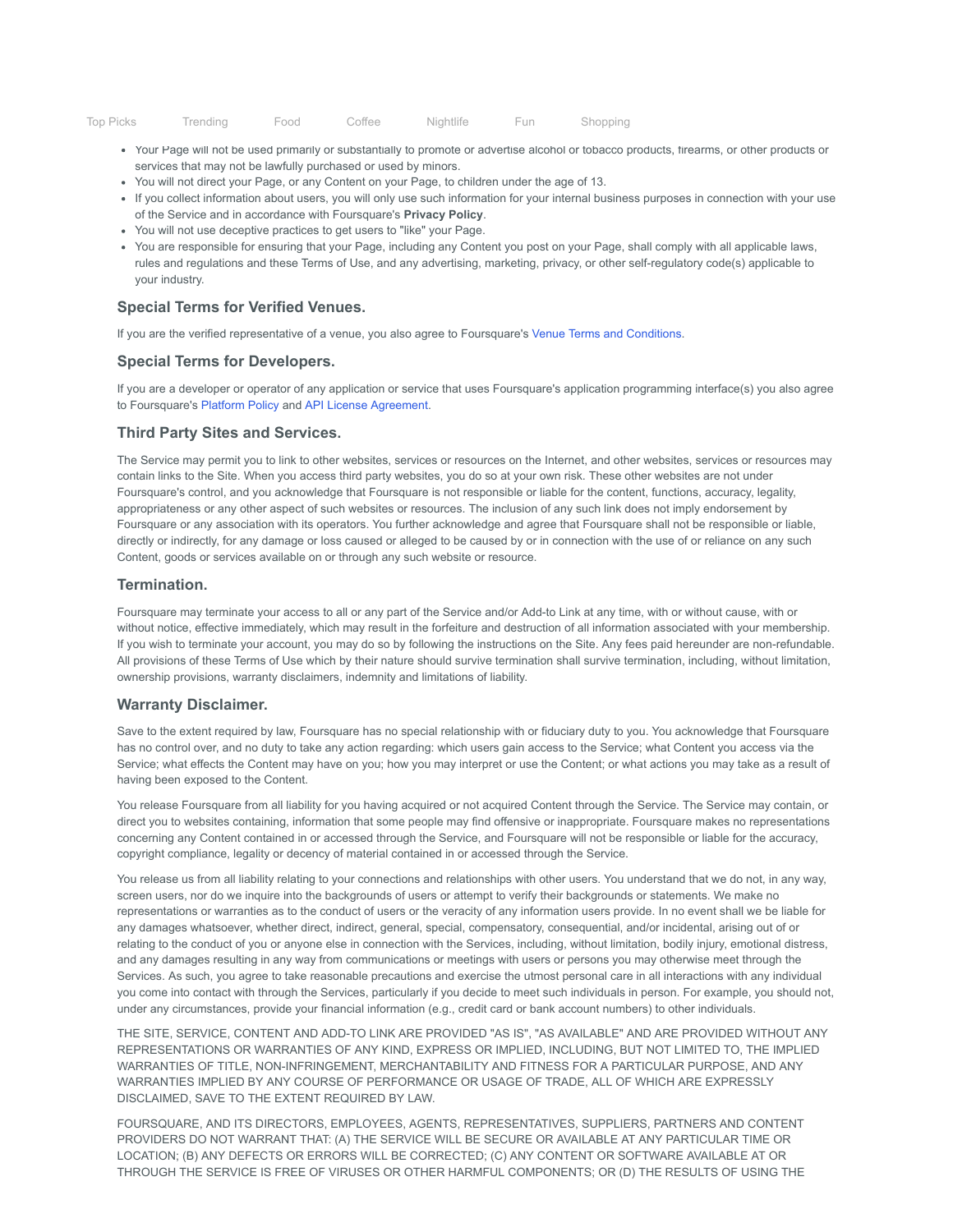- Your Page will not be used primarily or substantially to promote or advertise alcohol or tobacco products, firearms, or other products or services that may not be lawfully purchased or used by minors.
- You will not direct your Page, or any Content on your Page, to children under the age of 13.
- If you collect information about users, you will only use such information for your internal business purposes in connection with your use of the Service and in accordance with Foursquare's **Privacy Policy**.
- You will not use deceptive practices to get users to "like" your Page.
- You are responsible for ensuring that your Page, including any Content you post on your Page, shall comply with all applicable laws, rules and regulations and these Terms of Use, and any advertising, marketing, privacy, or other self-regulatory code(s) applicable to your industry.

### Special Terms for Verified Venues.

If you are the verified representative of a venue, you also agree to Foursquare's Venue Terms and Conditions.

### Special Terms for Developers.

If you are a developer or operator of any application or service that uses Foursquare's application programming interface(s) you also agree to Foursquare's Platform Policy and API License Agreement.

### Third Party Sites and Services.

The Service may permit you to link to other websites, services or resources on the Internet, and other websites, services or resources may contain links to the Site. When you access third party websites, you do so at your own risk. These other websites are not under Foursquare's control, and you acknowledge that Foursquare is not responsible or liable for the content, functions, accuracy, legality, appropriateness or any other aspect of such websites or resources. The inclusion of any such link does not imply endorsement by Foursquare or any association with its operators. You further acknowledge and agree that Foursquare shall not be responsible or liable, directly or indirectly, for any damage or loss caused or alleged to be caused by or in connection with the use of or reliance on any such Content, goods or services available on or through any such website or resource.

### Termination.

Foursquare may terminate your access to all or any part of the Service and/or Add-to Link at any time, with or without cause, with or without notice, effective immediately, which may result in the forfeiture and destruction of all information associated with your membership. If you wish to terminate your account, you may do so by following the instructions on the Site. Any fees paid hereunder are non-refundable. All provisions of these Terms of Use which by their nature should survive termination shall survive termination, including, without limitation, ownership provisions, warranty disclaimers, indemnity and limitations of liability.

### Warranty Disclaimer.

Save to the extent required by law, Foursquare has no special relationship with or fiduciary duty to you. You acknowledge that Foursquare has no control over, and no duty to take any action regarding: which users gain access to the Service; what Content you access via the Service; what effects the Content may have on you; how you may interpret or use the Content; or what actions you may take as a result of having been exposed to the Content.

You release Foursquare from all liability for you having acquired or not acquired Content through the Service. The Service may contain, or direct you to websites containing, information that some people may find offensive or inappropriate. Foursquare makes no representations concerning any Content contained in or accessed through the Service, and Foursquare will not be responsible or liable for the accuracy, copyright compliance, legality or decency of material contained in or accessed through the Service.

You release us from all liability relating to your connections and relationships with other users. You understand that we do not, in any way, screen users, nor do we inquire into the backgrounds of users or attempt to verify their backgrounds or statements. We make no representations or warranties as to the conduct of users or the veracity of any information users provide. In no event shall we be liable for any damages whatsoever, whether direct, indirect, general, special, compensatory, consequential, and/or incidental, arising out of or relating to the conduct of you or anyone else in connection with the Services, including, without limitation, bodily injury, emotional distress, and any damages resulting in any way from communications or meetings with users or persons you may otherwise meet through the Services. As such, you agree to take reasonable precautions and exercise the utmost personal care in all interactions with any individual you come into contact with through the Services, particularly if you decide to meet such individuals in person. For example, you should not, under any circumstances, provide your financial information (e.g., credit card or bank account numbers) to other individuals.

THE SITE, SERVICE, CONTENT AND ADD-TO LINK ARE PROVIDED "AS IS", "AS AVAILABLE" AND ARE PROVIDED WITHOUT ANY REPRESENTATIONS OR WARRANTIES OF ANY KIND, EXPRESS OR IMPLIED, INCLUDING, BUT NOT LIMITED TO, THE IMPLIED WARRANTIES OF TITLE, NON-INFRINGEMENT, MERCHANTABILITY AND FITNESS FOR A PARTICULAR PURPOSE, AND ANY WARRANTIES IMPLIED BY ANY COURSE OF PERFORMANCE OR USAGE OF TRADE, ALL OF WHICH ARE EXPRESSLY DISCLAIMED, SAVE TO THE EXTENT REQUIRED BY LAW.

FOURSQUARE, AND ITS DIRECTORS, EMPLOYEES, AGENTS, REPRESENTATIVES, SUPPLIERS, PARTNERS AND CONTENT PROVIDERS DO NOT WARRANT THAT: (A) THE SERVICE WILL BE SECURE OR AVAILABLE AT ANY PARTICULAR TIME OR LOCATION; (B) ANY DEFECTS OR ERRORS WILL BE CORRECTED; (C) ANY CONTENT OR SOFTWARE AVAILABLE AT OR THROUGH THE SERVICE IS FREE OF VIRUSES OR OTHER HARMFUL COMPONENTS; OR (D) THE RESULTS OF USING THE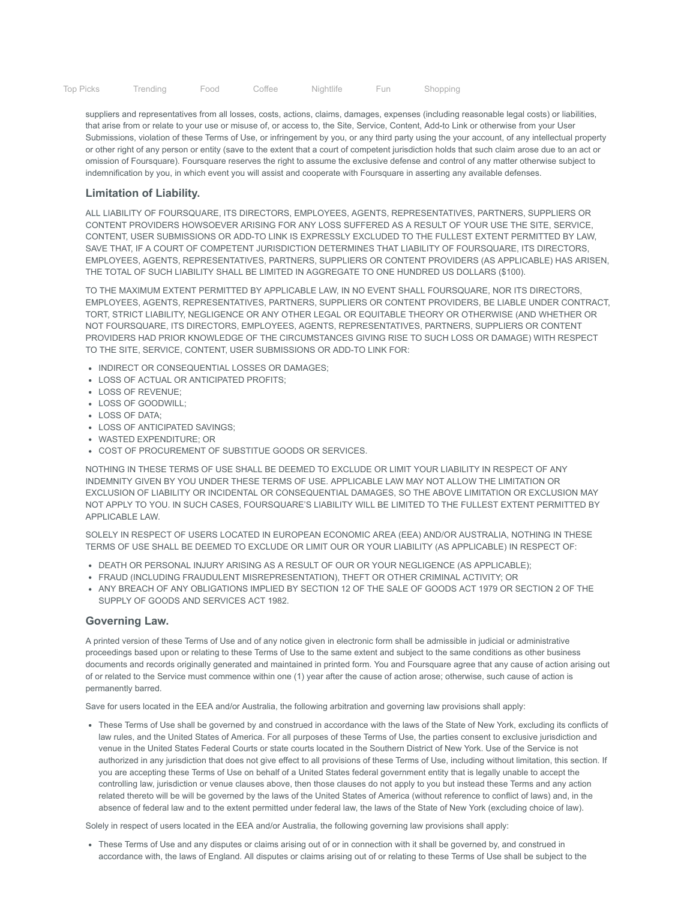suppliers and representatives from all losses, costs, actions, claims, damages, expenses (including reasonable legal costs) or liabilities, that arise from or relate to your use or misuse of, or access to, the Site, Service, Content, Add-to Link or otherwise from your User Submissions, violation of these Terms of Use, or infringement by you, or any third party using the your account, of any intellectual property or other right of any person or entity (save to the extent that a court of competent jurisdiction holds that such claim arose due to an act or omission of Foursquare). Foursquare reserves the right to assume the exclusive defense and control of any matter otherwise subject to indemnification by you, in which event you will assist and cooperate with Foursquare in asserting any available defenses.

### Limitation of Liability.

ALL LIABILITY OF FOURSQUARE, ITS DIRECTORS, EMPLOYEES, AGENTS, REPRESENTATIVES, PARTNERS, SUPPLIERS OR CONTENT PROVIDERS HOWSOEVER ARISING FOR ANY LOSS SUFFERED AS A RESULT OF YOUR USE THE SITE, SERVICE, CONTENT, USER SUBMISSIONS OR ADD-TO LINK IS EXPRESSLY EXCLUDED TO THE FULLEST EXTENT PERMITTED BY LAW, SAVE THAT, IF A COURT OF COMPETENT JURISDICTION DETERMINES THAT LIABILITY OF FOURSQUARE, ITS DIRECTORS, EMPLOYEES, AGENTS, REPRESENTATIVES, PARTNERS, SUPPLIERS OR CONTENT PROVIDERS (AS APPLICABLE) HAS ARISEN, THE TOTAL OF SUCH LIABILITY SHALL BE LIMITED IN AGGREGATE TO ONE HUNDRED US DOLLARS ($100).

TO THE MAXIMUM EXTENT PERMITTED BY APPLICABLE LAW, IN NO EVENT SHALL FOURSQUARE, NOR ITS DIRECTORS, EMPLOYEES, AGENTS, REPRESENTATIVES, PARTNERS, SUPPLIERS OR CONTENT PROVIDERS, BE LIABLE UNDER CONTRACT, TORT, STRICT LIABILITY, NEGLIGENCE OR ANY OTHER LEGAL OR EQUITABLE THEORY OR OTHERWISE (AND WHETHER OR NOT FOURSQUARE, ITS DIRECTORS, EMPLOYEES, AGENTS, REPRESENTATIVES, PARTNERS, SUPPLIERS OR CONTENT PROVIDERS HAD PRIOR KNOWLEDGE OF THE CIRCUMSTANCES GIVING RISE TO SUCH LOSS OR DAMAGE) WITH RESPECT TO THE SITE, SERVICE, CONTENT, USER SUBMISSIONS OR ADD-TO LINK FOR:

- INDIRECT OR CONSEQUENTIAL LOSSES OR DAMAGES;
- LOSS OF ACTUAL OR ANTICIPATED PROFITS;
- LOSS OF REVENUE;
- LOSS OF GOODWILL;
- LOSS OF DATA;
- LOSS OF ANTICIPATED SAVINGS;
- WASTED EXPENDITURE; OR
- COST OF PROCUREMENT OF SUBSTITUE GOODS OR SERVICES.

NOTHING IN THESE TERMS OF USE SHALL BE DEEMED TO EXCLUDE OR LIMIT YOUR LIABILITY IN RESPECT OF ANY INDEMNITY GIVEN BY YOU UNDER THESE TERMS OF USE. APPLICABLE LAW MAY NOT ALLOW THE LIMITATION OR EXCLUSION OF LIABILITY OR INCIDENTAL OR CONSEQUENTIAL DAMAGES, SO THE ABOVE LIMITATION OR EXCLUSION MAY NOT APPLY TO YOU. IN SUCH CASES, FOURSQUARE'S LIABILITY WILL BE LIMITED TO THE FULLEST EXTENT PERMITTED BY APPLICABLE LAW.

SOLELY IN RESPECT OF USERS LOCATED IN EUROPEAN ECONOMIC AREA (EEA) AND/OR AUSTRALIA, NOTHING IN THESE TERMS OF USE SHALL BE DEEMED TO EXCLUDE OR LIMIT OUR OR YOUR LIABILITY (AS APPLICABLE) IN RESPECT OF:

- DEATH OR PERSONAL INJURY ARISING AS A RESULT OF OUR OR YOUR NEGLIGENCE (AS APPLICABLE);
- FRAUD (INCLUDING FRAUDULENT MISREPRESENTATION), THEFT OR OTHER CRIMINAL ACTIVITY; OR
- ANY BREACH OF ANY OBLIGATIONS IMPLIED BY SECTION 12 OF THE SALE OF GOODS ACT 1979 OR SECTION 2 OF THE SUPPLY OF GOODS AND SERVICES ACT 1982.

### Governing Law.

A printed version of these Terms of Use and of any notice given in electronic form shall be admissible in judicial or administrative proceedings based upon or relating to these Terms of Use to the same extent and subject to the same conditions as other business documents and records originally generated and maintained in printed form. You and Foursquare agree that any cause of action arising out of or related to the Service must commence within one (1) year after the cause of action arose; otherwise, such cause of action is permanently barred.

Save for users located in the EEA and/or Australia, the following arbitration and governing law provisions shall apply:

- These Terms of Use shall be governed by and construed in accordance with the laws of the State of New York, excluding its conflicts of law rules, and the United States of America. For all purposes of these Terms of Use, the parties consent to exclusive jurisdiction and venue in the United States Federal Courts or state courts located in the Southern District of New York. Use of the Service is not authorized in any jurisdiction that does not give effect to all provisions of these Terms of Use, including without limitation, this section. If you are accepting these Terms of Use on behalf of a United States federal government entity that is legally unable to accept the controlling law, jurisdiction or venue clauses above, then those clauses do not apply to you but instead these Terms and any action related thereto will be will be governed by the laws of the United States of America (without reference to conflict of laws) and, in the absence of federal law and to the extent permitted under federal law, the laws of the State of New York (excluding choice of law).

Solely in respect of users located in the EEA and/or Australia, the following governing law provisions shall apply:

- These Terms of Use and any disputes or claims arising out of or in connection with it shall be governed by, and construed in accordance with, the laws of England. All disputes or claims arising out of or relating to these Terms of Use shall be subject to the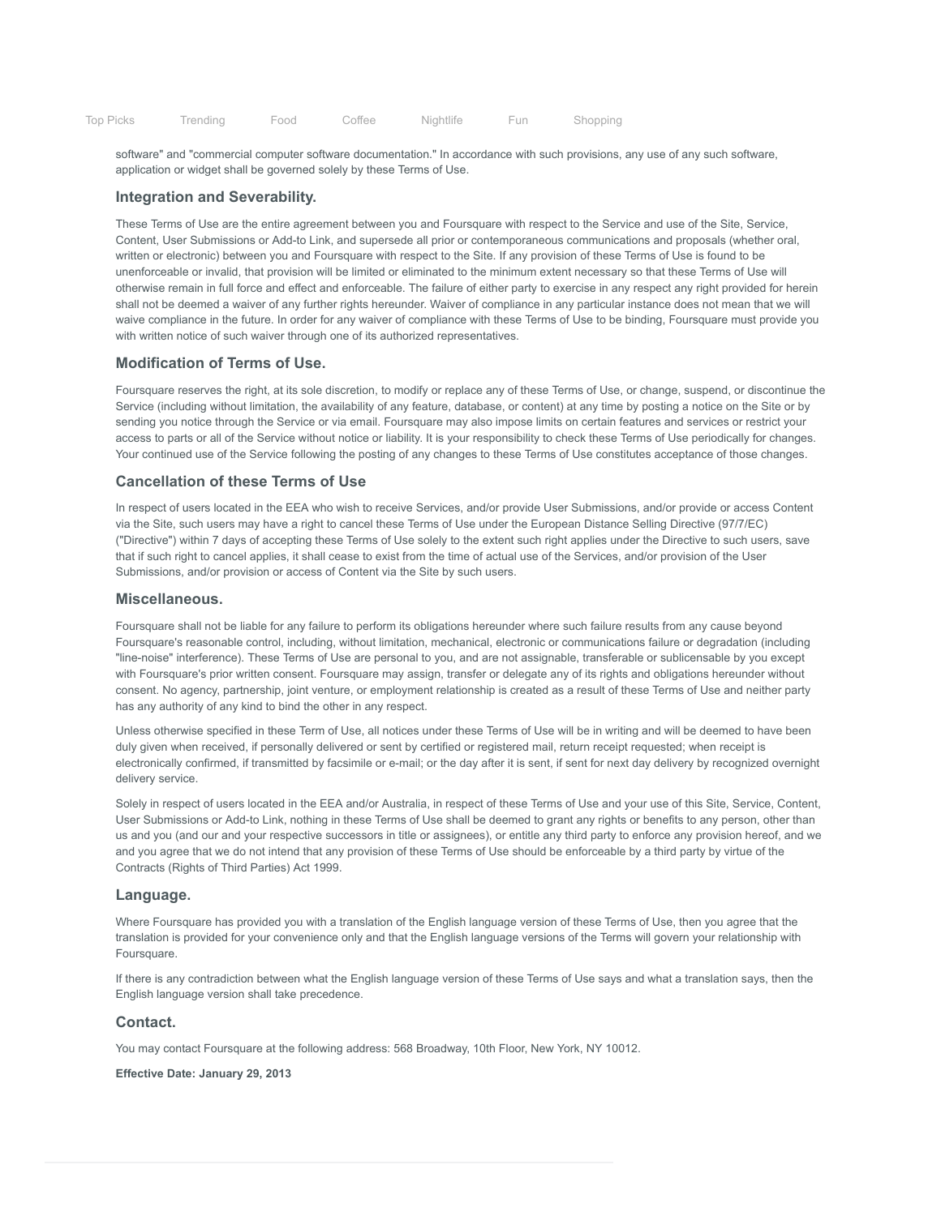software" and "commercial computer software documentation." In accordance with such provisions, any use of any such software, application or widget shall be governed solely by these Terms of Use.

### Integration and Severability.

These Terms of Use are the entire agreement between you and Foursquare with respect to the Service and use of the Site, Service, Content, User Submissions or Add-to Link, and supersede all prior or contemporaneous communications and proposals (whether oral, written or electronic) between you and Foursquare with respect to the Site. If any provision of these Terms of Use is found to be unenforceable or invalid, that provision will be limited or eliminated to the minimum extent necessary so that these Terms of Use will otherwise remain in full force and effect and enforceable. The failure of either party to exercise in any respect any right provided for herein shall not be deemed a waiver of any further rights hereunder. Waiver of compliance in any particular instance does not mean that we will waive compliance in the future. In order for any waiver of compliance with these Terms of Use to be binding, Foursquare must provide you with written notice of such waiver through one of its authorized representatives.

### Modification of Terms of Use.

Foursquare reserves the right, at its sole discretion, to modify or replace any of these Terms of Use, or change, suspend, or discontinue the Service (including without limitation, the availability of any feature, database, or content) at any time by posting a notice on the Site or by sending you notice through the Service or via email. Foursquare may also impose limits on certain features and services or restrict your access to parts or all of the Service without notice or liability. It is your responsibility to check these Terms of Use periodically for changes. Your continued use of the Service following the posting of any changes to these Terms of Use constitutes acceptance of those changes.

### Cancellation of these Terms of Use

In respect of users located in the EEA who wish to receive Services, and/or provide User Submissions, and/or provide or access Content via the Site, such users may have a right to cancel these Terms of Use under the European Distance Selling Directive (97/7/EC) ("Directive") within 7 days of accepting these Terms of Use solely to the extent such right applies under the Directive to such users, save that if such right to cancel applies, it shall cease to exist from the time of actual use of the Services, and/or provision of the User Submissions, and/or provision or access of Content via the Site by such users.

### Miscellaneous.

Foursquare shall not be liable for any failure to perform its obligations hereunder where such failure results from any cause beyond Foursquare's reasonable control, including, without limitation, mechanical, electronic or communications failure or degradation (including "line-noise" interference). These Terms of Use are personal to you, and are not assignable, transferable or sublicensable by you except with Foursquare's prior written consent. Foursquare may assign, transfer or delegate any of its rights and obligations hereunder without consent. No agency, partnership, joint venture, or employment relationship is created as a result of these Terms of Use and neither party has any authority of any kind to bind the other in any respect.

Unless otherwise specified in these Term of Use, all notices under these Terms of Use will be in writing and will be deemed to have been duly given when received, if personally delivered or sent by certified or registered mail, return receipt requested; when receipt is electronically confirmed, if transmitted by facsimile or e-mail; or the day after it is sent, if sent for next day delivery by recognized overnight delivery service.

Solely in respect of users located in the EEA and/or Australia, in respect of these Terms of Use and your use of this Site, Service, Content, User Submissions or Add-to Link, nothing in these Terms of Use shall be deemed to grant any rights or benefits to any person, other than us and you (and our and your respective successors in title or assignees), or entitle any third party to enforce any provision hereof, and we and you agree that we do not intend that any provision of these Terms of Use should be enforceable by a third party by virtue of the Contracts (Rights of Third Parties) Act 1999.

### Language.

Where Foursquare has provided you with a translation of the English language version of these Terms of Use, then you agree that the translation is provided for your convenience only and that the English language versions of the Terms will govern your relationship with Foursquare.

If there is any contradiction between what the English language version of these Terms of Use says and what a translation says, then the English language version shall take precedence.

### Contact.

You may contact Foursquare at the following address: 568 Broadway, 10th Floor, New York, NY 10012.

**Effective Date: January 29, 2013**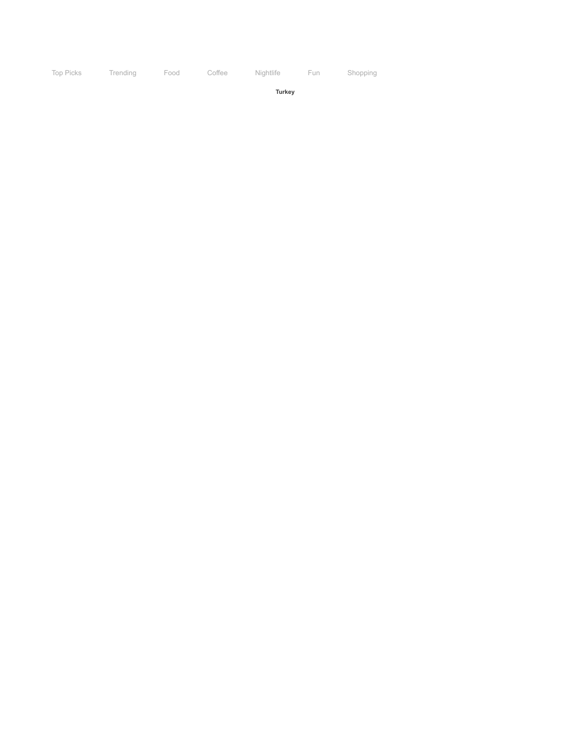Top Picks Trending Food Coffee Nightlife Fun Shopping

**Turkey**